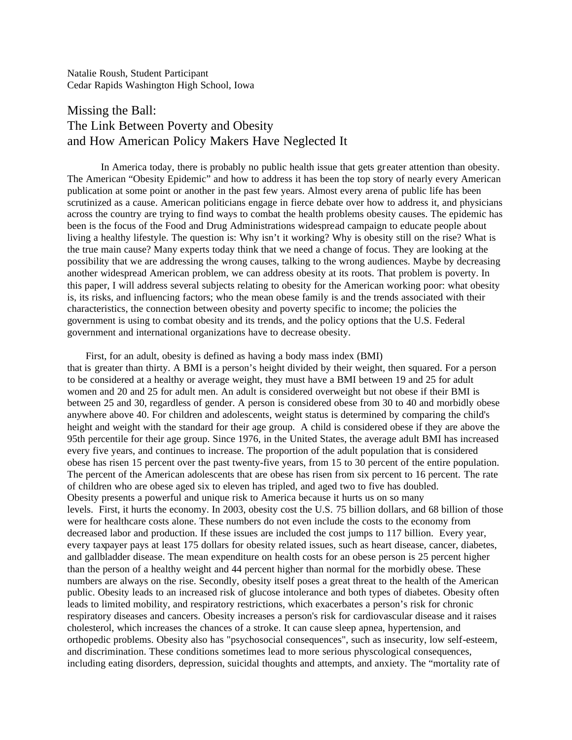Natalie Roush, Student Participant
Cedar Rapids Washington High School, Iowa

# Missing the Ball: The Link Between Poverty and Obesity and How American Policy Makers Have Neglected It

In America today, there is probably no public health issue that gets greater attention than obesity. The American "Obesity Epidemic" and how to address it has been the top story of nearly every American publication at some point or another in the past few years. Almost every arena of public life has been scrutinized as a cause. American politicians engage in fierce debate over how to address it, and physicians across the country are trying to find ways to combat the health problems obesity causes. The epidemic has been is the focus of the Food and Drug Administrations widespread campaign to educate people about living a healthy lifestyle. The question is: Why isn't it working? Why is obesity still on the rise? What is the true main cause? Many experts today think that we need a change of focus. They are looking at the possibility that we are addressing the wrong causes, talking to the wrong audiences. Maybe by decreasing another widespread American problem, we can address obesity at its roots. That problem is poverty. In this paper, I will address several subjects relating to obesity for the American working poor: what obesity is, its risks, and influencing factors; who the mean obese family is and the trends associated with their characteristics, the connection between obesity and poverty specific to income; the policies the government is using to combat obesity and its trends, and the policy options that the U.S. Federal government and international organizations have to decrease obesity.

First, for an adult, obesity is defined as having a body mass index (BMI) that is greater than thirty. A BMI is a person's height divided by their weight, then squared. For a person to be considered at a healthy or average weight, they must have a BMI between 19 and 25 for adult women and 20 and 25 for adult men. An adult is considered overweight but not obese if their BMI is between 25 and 30, regardless of gender. A person is considered obese from 30 to 40 and morbidly obese anywhere above 40. For children and adolescents, weight status is determined by comparing the child's height and weight with the standard for their age group. A child is considered obese if they are above the 95th percentile for their age group. Since 1976, in the United States, the average adult BMI has increased every five years, and continues to increase. The proportion of the adult population that is considered obese has risen 15 percent over the past twenty-five years, from 15 to 30 percent of the entire population. The percent of the American adolescents that are obese has risen from six percent to 16 percent. The rate of children who are obese aged six to eleven has tripled, and aged two to five has doubled.
Obesity presents a powerful and unique risk to America because it hurts us on so many levels. First, it hurts the economy. In 2003, obesity cost the U.S. 75 billion dollars, and 68 billion of those were for healthcare costs alone. These numbers do not even include the costs to the economy from decreased labor and production. If these issues are included the cost jumps to 117 billion. Every year, every taxpayer pays at least 175 dollars for obesity related issues, such as heart disease, cancer, diabetes, and gallbladder disease. The mean expenditure on health costs for an obese person is 25 percent higher than the person of a healthy weight and 44 percent higher than normal for the morbidly obese. These numbers are always on the rise. Secondly, obesity itself poses a great threat to the health of the American public. Obesity leads to an increased risk of glucose intolerance and both types of diabetes. Obesity often leads to limited mobility, and respiratory restrictions, which exacerbates a person's risk for chronic respiratory diseases and cancers. Obesity increases a person's risk for cardiovascular disease and it raises cholesterol, which increases the chances of a stroke. It can cause sleep apnea, hypertension, and orthopedic problems. Obesity also has "psychosocial consequences", such as insecurity, low self-esteem, and discrimination. These conditions sometimes lead to more serious physcological consequences, including eating disorders, depression, suicidal thoughts and attempts, and anxiety. The "mortality rate of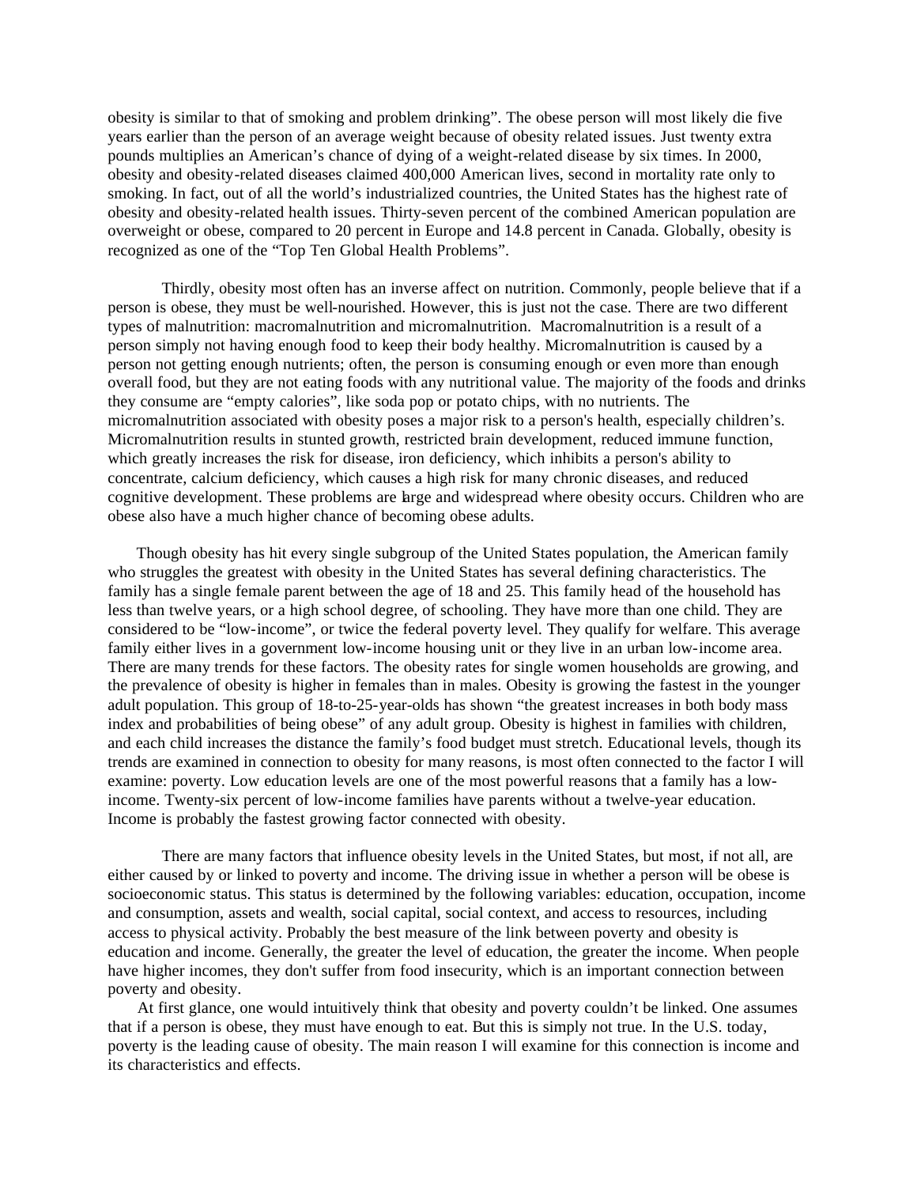obesity is similar to that of smoking and problem drinking". The obese person will most likely die five years earlier than the person of an average weight because of obesity related issues. Just twenty extra pounds multiplies an American's chance of dying of a weight-related disease by six times. In 2000, obesity and obesity-related diseases claimed 400,000 American lives, second in mortality rate only to smoking. In fact, out of all the world's industrialized countries, the United States has the highest rate of obesity and obesity-related health issues. Thirty-seven percent of the combined American population are overweight or obese, compared to 20 percent in Europe and 14.8 percent in Canada. Globally, obesity is recognized as one of the "Top Ten Global Health Problems".

Thirdly, obesity most often has an inverse affect on nutrition. Commonly, people believe that if a person is obese, they must be well-nourished. However, this is just not the case. There are two different types of malnutrition: macromalnutrition and micromalnutrition. Macromalnutrition is a result of a person simply not having enough food to keep their body healthy. Micromalnutrition is caused by a person not getting enough nutrients; often, the person is consuming enough or even more than enough overall food, but they are not eating foods with any nutritional value. The majority of the foods and drinks they consume are "empty calories", like soda pop or potato chips, with no nutrients. The micromalnutrition associated with obesity poses a major risk to a person's health, especially children's. Micromalnutrition results in stunted growth, restricted brain development, reduced immune function, which greatly increases the risk for disease, iron deficiency, which inhibits a person's ability to concentrate, calcium deficiency, which causes a high risk for many chronic diseases, and reduced cognitive development. These problems are large and widespread where obesity occurs. Children who are obese also have a much higher chance of becoming obese adults.

Though obesity has hit every single subgroup of the United States population, the American family who struggles the greatest with obesity in the United States has several defining characteristics. The family has a single female parent between the age of 18 and 25. This family head of the household has less than twelve years, or a high school degree, of schooling. They have more than one child. They are considered to be "low-income", or twice the federal poverty level. They qualify for welfare. This average family either lives in a government low-income housing unit or they live in an urban low-income area. There are many trends for these factors. The obesity rates for single women households are growing, and the prevalence of obesity is higher in females than in males. Obesity is growing the fastest in the younger adult population. This group of 18-to-25-year-olds has shown "the greatest increases in both body mass index and probabilities of being obese" of any adult group. Obesity is highest in families with children, and each child increases the distance the family's food budget must stretch. Educational levels, though its trends are examined in connection to obesity for many reasons, is most often connected to the factor I will examine: poverty. Low education levels are one of the most powerful reasons that a family has a low-income. Twenty-six percent of low-income families have parents without a twelve-year education. Income is probably the fastest growing factor connected with obesity.

There are many factors that influence obesity levels in the United States, but most, if not all, are either caused by or linked to poverty and income. The driving issue in whether a person will be obese is socioeconomic status. This status is determined by the following variables: education, occupation, income and consumption, assets and wealth, social capital, social context, and access to resources, including access to physical activity. Probably the best measure of the link between poverty and obesity is education and income. Generally, the greater the level of education, the greater the income. When people have higher incomes, they don't suffer from food insecurity, which is an important connection between poverty and obesity.

At first glance, one would intuitively think that obesity and poverty couldn't be linked. One assumes that if a person is obese, they must have enough to eat. But this is simply not true. In the U.S. today, poverty is the leading cause of obesity. The main reason I will examine for this connection is income and its characteristics and effects.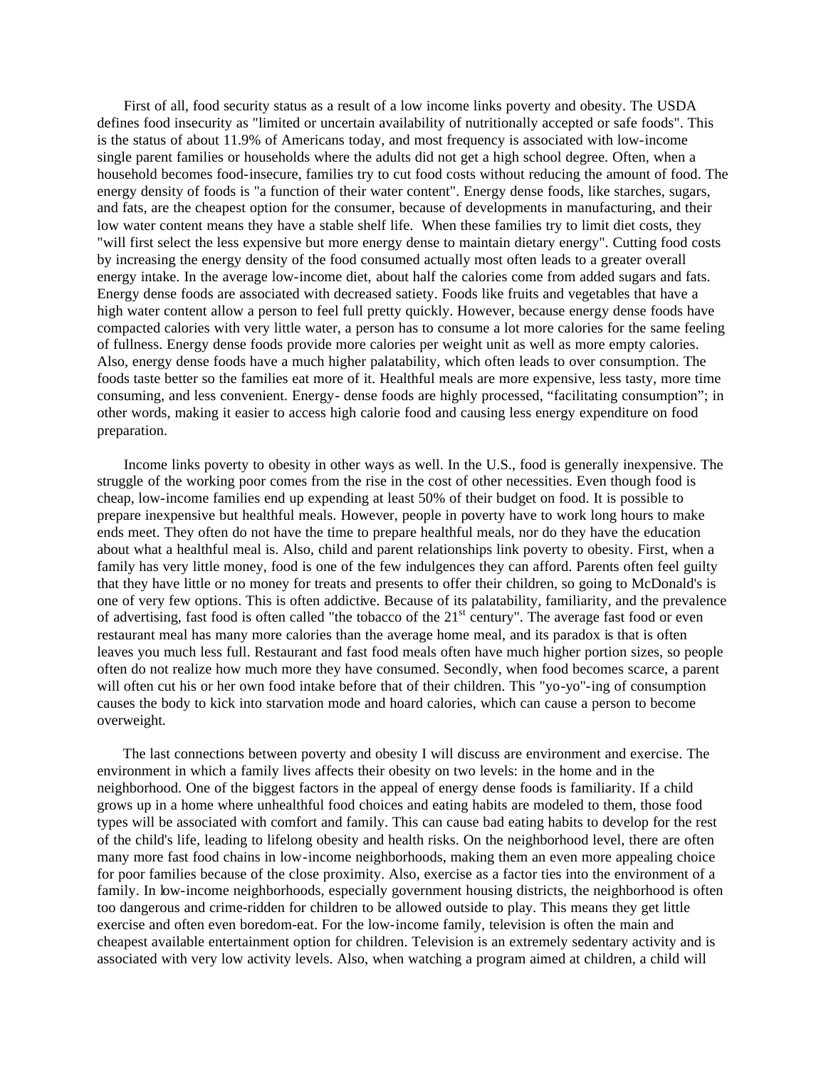First of all, food security status as a result of a low income links poverty and obesity. The USDA defines food insecurity as "limited or uncertain availability of nutritionally accepted or safe foods". This is the status of about 11.9% of Americans today, and most frequency is associated with low-income single parent families or households where the adults did not get a high school degree. Often, when a household becomes food-insecure, families try to cut food costs without reducing the amount of food. The energy density of foods is "a function of their water content". Energy dense foods, like starches, sugars, and fats, are the cheapest option for the consumer, because of developments in manufacturing, and their low water content means they have a stable shelf life. When these families try to limit diet costs, they "will first select the less expensive but more energy dense to maintain dietary energy". Cutting food costs by increasing the energy density of the food consumed actually most often leads to a greater overall energy intake. In the average low-income diet, about half the calories come from added sugars and fats. Energy dense foods are associated with decreased satiety. Foods like fruits and vegetables that have a high water content allow a person to feel full pretty quickly. However, because energy dense foods have compacted calories with very little water, a person has to consume a lot more calories for the same feeling of fullness. Energy dense foods provide more calories per weight unit as well as more empty calories. Also, energy dense foods have a much higher palatability, which often leads to over consumption. The foods taste better so the families eat more of it. Healthful meals are more expensive, less tasty, more time consuming, and less convenient. Energy- dense foods are highly processed, "facilitating consumption"; in other words, making it easier to access high calorie food and causing less energy expenditure on food preparation.

Income links poverty to obesity in other ways as well. In the U.S., food is generally inexpensive. The struggle of the working poor comes from the rise in the cost of other necessities. Even though food is cheap, low-income families end up expending at least 50% of their budget on food. It is possible to prepare inexpensive but healthful meals. However, people in poverty have to work long hours to make ends meet. They often do not have the time to prepare healthful meals, nor do they have the education about what a healthful meal is. Also, child and parent relationships link poverty to obesity. First, when a family has very little money, food is one of the few indulgences they can afford. Parents often feel guilty that they have little or no money for treats and presents to offer their children, so going to McDonald's is one of very few options. This is often addictive. Because of its palatability, familiarity, and the prevalence of advertising, fast food is often called "the tobacco of the 21st century". The average fast food or even restaurant meal has many more calories than the average home meal, and its paradox is that is often leaves you much less full. Restaurant and fast food meals often have much higher portion sizes, so people often do not realize how much more they have consumed. Secondly, when food becomes scarce, a parent will often cut his or her own food intake before that of their children. This "yo-yo"-ing of consumption causes the body to kick into starvation mode and hoard calories, which can cause a person to become overweight.

The last connections between poverty and obesity I will discuss are environment and exercise. The environment in which a family lives affects their obesity on two levels: in the home and in the neighborhood. One of the biggest factors in the appeal of energy dense foods is familiarity. If a child grows up in a home where unhealthful food choices and eating habits are modeled to them, those food types will be associated with comfort and family. This can cause bad eating habits to develop for the rest of the child's life, leading to lifelong obesity and health risks. On the neighborhood level, there are often many more fast food chains in low-income neighborhoods, making them an even more appealing choice for poor families because of the close proximity. Also, exercise as a factor ties into the environment of a family. In low-income neighborhoods, especially government housing districts, the neighborhood is often too dangerous and crime-ridden for children to be allowed outside to play. This means they get little exercise and often even boredom-eat. For the low-income family, television is often the main and cheapest available entertainment option for children. Television is an extremely sedentary activity and is associated with very low activity levels. Also, when watching a program aimed at children, a child will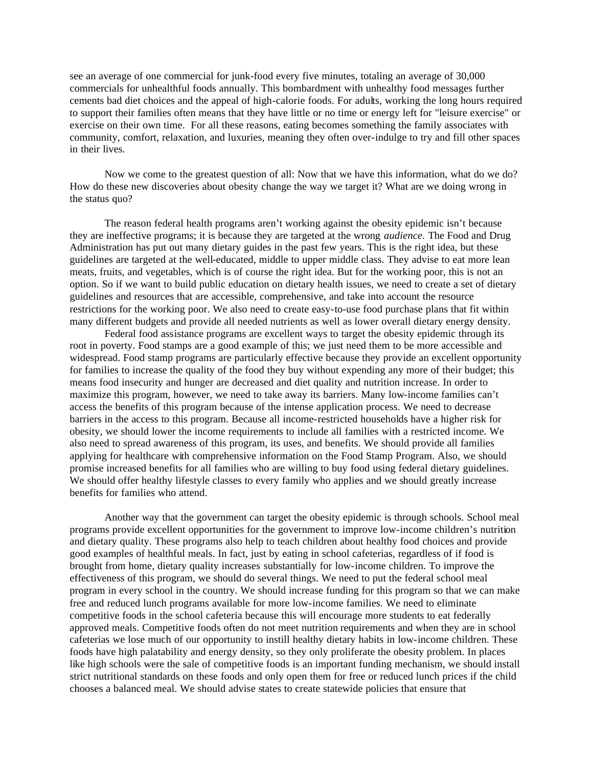see an average of one commercial for junk-food every five minutes, totaling an average of 30,000 commercials for unhealthful foods annually. This bombardment with unhealthy food messages further cements bad diet choices and the appeal of high-calorie foods. For adults, working the long hours required to support their families often means that they have little or no time or energy left for "leisure exercise" or exercise on their own time. For all these reasons, eating becomes something the family associates with community, comfort, relaxation, and luxuries, meaning they often over-indulge to try and fill other spaces in their lives.

Now we come to the greatest question of all: Now that we have this information, what do we do? How do these new discoveries about obesity change the way we target it? What are we doing wrong in the status quo?

The reason federal health programs aren't working against the obesity epidemic isn't because they are ineffective programs; it is because they are targeted at the wrong *audience*. The Food and Drug Administration has put out many dietary guides in the past few years. This is the right idea, but these guidelines are targeted at the well-educated, middle to upper middle class. They advise to eat more lean meats, fruits, and vegetables, which is of course the right idea. But for the working poor, this is not an option. So if we want to build public education on dietary health issues, we need to create a set of dietary guidelines and resources that are accessible, comprehensive, and take into account the resource restrictions for the working poor. We also need to create easy-to-use food purchase plans that fit within many different budgets and provide all needed nutrients as well as lower overall dietary energy density.

Federal food assistance programs are excellent ways to target the obesity epidemic through its root in poverty. Food stamps are a good example of this; we just need them to be more accessible and widespread. Food stamp programs are particularly effective because they provide an excellent opportunity for families to increase the quality of the food they buy without expending any more of their budget; this means food insecurity and hunger are decreased and diet quality and nutrition increase. In order to maximize this program, however, we need to take away its barriers. Many low-income families can't access the benefits of this program because of the intense application process. We need to decrease barriers in the access to this program. Because all income-restricted households have a higher risk for obesity, we should lower the income requirements to include all families with a restricted income. We also need to spread awareness of this program, its uses, and benefits. We should provide all families applying for healthcare with comprehensive information on the Food Stamp Program. Also, we should promise increased benefits for all families who are willing to buy food using federal dietary guidelines. We should offer healthy lifestyle classes to every family who applies and we should greatly increase benefits for families who attend.

Another way that the government can target the obesity epidemic is through schools. School meal programs provide excellent opportunities for the government to improve low-income children's nutrition and dietary quality. These programs also help to teach children about healthy food choices and provide good examples of healthful meals. In fact, just by eating in school cafeterias, regardless of if food is brought from home, dietary quality increases substantially for low-income children. To improve the effectiveness of this program, we should do several things. We need to put the federal school meal program in every school in the country. We should increase funding for this program so that we can make free and reduced lunch programs available for more low-income families. We need to eliminate competitive foods in the school cafeteria because this will encourage more students to eat federally approved meals. Competitive foods often do not meet nutrition requirements and when they are in school cafeterias we lose much of our opportunity to instill healthy dietary habits in low-income children. These foods have high palatability and energy density, so they only proliferate the obesity problem. In places like high schools were the sale of competitive foods is an important funding mechanism, we should install strict nutritional standards on these foods and only open them for free or reduced lunch prices if the child chooses a balanced meal. We should advise states to create statewide policies that ensure that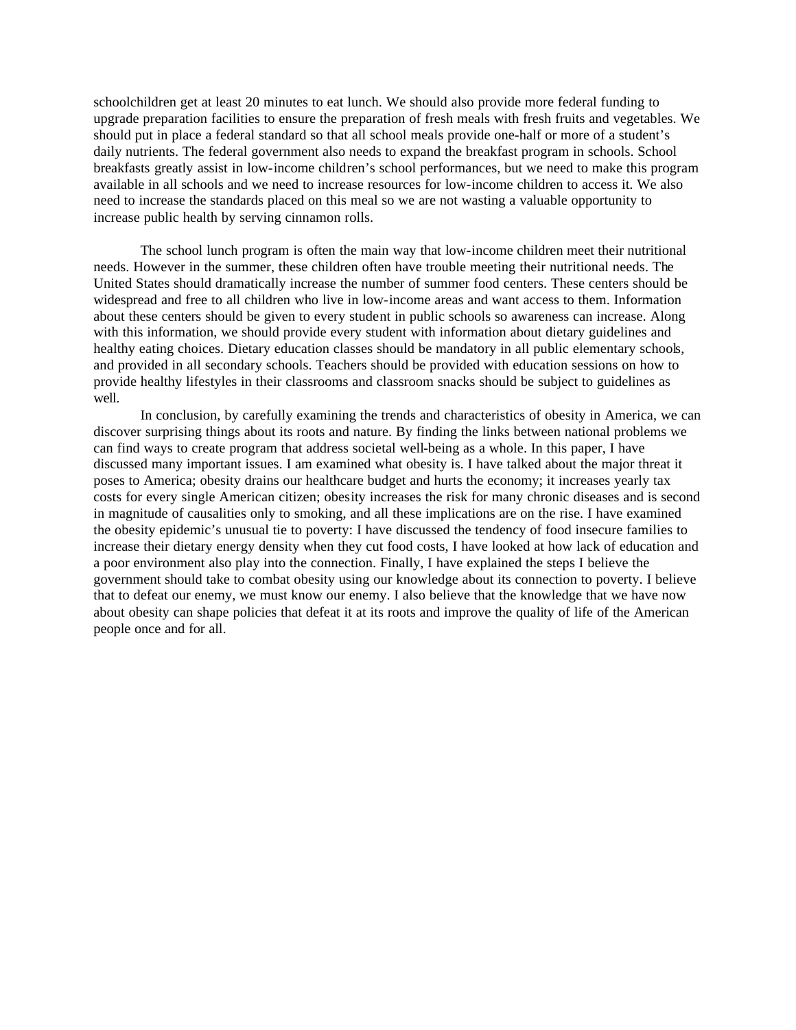schoolchildren get at least 20 minutes to eat lunch. We should also provide more federal funding to upgrade preparation facilities to ensure the preparation of fresh meals with fresh fruits and vegetables. We should put in place a federal standard so that all school meals provide one-half or more of a student's daily nutrients. The federal government also needs to expand the breakfast program in schools. School breakfasts greatly assist in low-income children's school performances, but we need to make this program available in all schools and we need to increase resources for low-income children to access it. We also need to increase the standards placed on this meal so we are not wasting a valuable opportunity to increase public health by serving cinnamon rolls.

The school lunch program is often the main way that low-income children meet their nutritional needs. However in the summer, these children often have trouble meeting their nutritional needs. The United States should dramatically increase the number of summer food centers. These centers should be widespread and free to all children who live in low-income areas and want access to them. Information about these centers should be given to every student in public schools so awareness can increase. Along with this information, we should provide every student with information about dietary guidelines and healthy eating choices. Dietary education classes should be mandatory in all public elementary schools, and provided in all secondary schools. Teachers should be provided with education sessions on how to provide healthy lifestyles in their classrooms and classroom snacks should be subject to guidelines as well.

In conclusion, by carefully examining the trends and characteristics of obesity in America, we can discover surprising things about its roots and nature. By finding the links between national problems we can find ways to create program that address societal well-being as a whole. In this paper, I have discussed many important issues. I am examined what obesity is. I have talked about the major threat it poses to America; obesity drains our healthcare budget and hurts the economy; it increases yearly tax costs for every single American citizen; obesity increases the risk for many chronic diseases and is second in magnitude of causalities only to smoking, and all these implications are on the rise. I have examined the obesity epidemic's unusual tie to poverty: I have discussed the tendency of food insecure families to increase their dietary energy density when they cut food costs, I have looked at how lack of education and a poor environment also play into the connection. Finally, I have explained the steps I believe the government should take to combat obesity using our knowledge about its connection to poverty. I believe that to defeat our enemy, we must know our enemy. I also believe that the knowledge that we have now about obesity can shape policies that defeat it at its roots and improve the quality of life of the American people once and for all.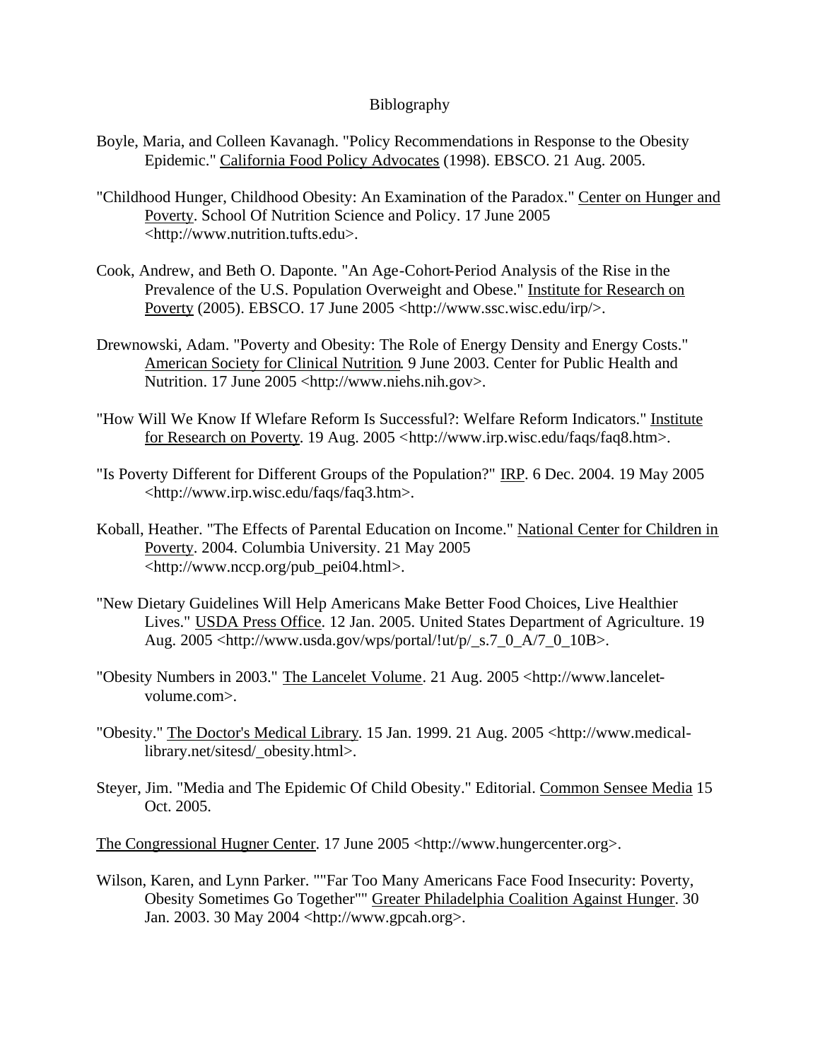# Biblography

Boyle, Maria, and Colleen Kavanagh. "Policy Recommendations in Response to the Obesity Epidemic." California Food Policy Advocates (1998). EBSCO. 21 Aug. 2005.

"Childhood Hunger, Childhood Obesity: An Examination of the Paradox." Center on Hunger and Poverty. School Of Nutrition Science and Policy. 17 June 2005 <http://www.nutrition.tufts.edu>.

Cook, Andrew, and Beth O. Daponte. "An Age-Cohort-Period Analysis of the Rise in the Prevalence of the U.S. Population Overweight and Obese." Institute for Research on Poverty (2005). EBSCO. 17 June 2005 <http://www.ssc.wisc.edu/irp/>.

Drewnowski, Adam. "Poverty and Obesity: The Role of Energy Density and Energy Costs." American Society for Clinical Nutrition. 9 June 2003. Center for Public Health and Nutrition. 17 June 2005 <http://www.niehs.nih.gov>.

"How Will We Know If Wlefare Reform Is Successful?: Welfare Reform Indicators." Institute for Research on Poverty. 19 Aug. 2005 <http://www.irp.wisc.edu/faqs/faq8.htm>.

"Is Poverty Different for Different Groups of the Population?" IRP. 6 Dec. 2004. 19 May 2005 <http://www.irp.wisc.edu/faqs/faq3.htm>.

Koball, Heather. "The Effects of Parental Education on Income." National Center for Children in Poverty. 2004. Columbia University. 21 May 2005 <http://www.nccp.org/pub_pei04.html>.

"New Dietary Guidelines Will Help Americans Make Better Food Choices, Live Healthier Lives." USDA Press Office. 12 Jan. 2005. United States Department of Agriculture. 19 Aug. 2005 <http://www.usda.gov/wps/portal/!ut/p/_s.7_0_A/7_0_10B>.

"Obesity Numbers in 2003." The Lancelet Volume. 21 Aug. 2005 <http://www.lancelet-volume.com>.

"Obesity." The Doctor's Medical Library. 15 Jan. 1999. 21 Aug. 2005 <http://www.medical-library.net/sitesd/_obesity.html>.

Steyer, Jim. "Media and The Epidemic Of Child Obesity." Editorial. Common Sensee Media 15 Oct. 2005.

The Congressional Hugner Center. 17 June 2005 <http://www.hungercenter.org>.

Wilson, Karen, and Lynn Parker. ""Far Too Many Americans Face Food Insecurity: Poverty, Obesity Sometimes Go Together"" Greater Philadelphia Coalition Against Hunger. 30 Jan. 2003. 30 May 2004 <http://www.gpcah.org>.